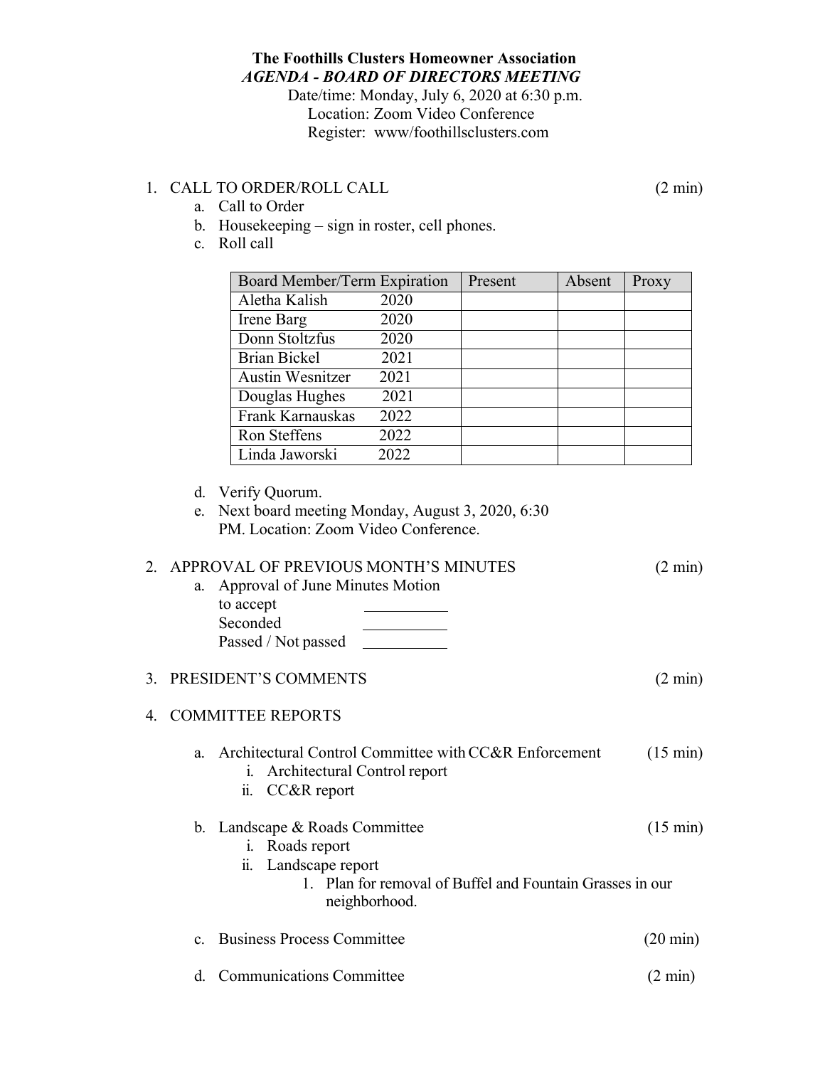**The Foothills Clusters Homeowner Association**

***AGENDA - BOARD OF DIRECTORS MEETING***

Date/time: Monday, July 6, 2020 at 6:30 p.m.
Location: Zoom Video Conference
Register: www/foothillsclusters.com

1. CALL TO ORDER/ROLL CALL (2 min)
   a. Call to Order
   b. Housekeeping – sign in roster, cell phones.
   c. Roll call

| Board Member/Term Expiration | Present | Absent | Proxy |
|---|---|---|---|
| Aletha Kalish 2020 | | | |
| Irene Barg 2020 | | | |
| Donn Stoltzfus 2020 | | | |
| Brian Bickel 2021 | | | |
| Austin Wesnitzer 2021 | | | |
| Douglas Hughes 2021 | | | |
| Frank Karnauskas 2022 | | | |
| Ron Steffens 2022 | | | |
| Linda Jaworski 2022 | | | |

   d. Verify Quorum.
   e. Next board meeting Monday, August 3, 2020, 6:30 PM. Location: Zoom Video Conference.

2. APPROVAL OF PREVIOUS MONTH'S MINUTES (2 min)
   a. Approval of June Minutes Motion
      to accept ___________
      Seconded ___________
      Passed / Not passed ___________

3. PRESIDENT'S COMMENTS (2 min)

4. COMMITTEE REPORTS

   a. Architectural Control Committee with CC&R Enforcement (15 min)
      i. Architectural Control report
      ii. CC&R report

   b. Landscape & Roads Committee (15 min)
      i. Roads report
      ii. Landscape report
         1. Plan for removal of Buffel and Fountain Grasses in our neighborhood.

   c. Business Process Committee (20 min)

   d. Communications Committee (2 min)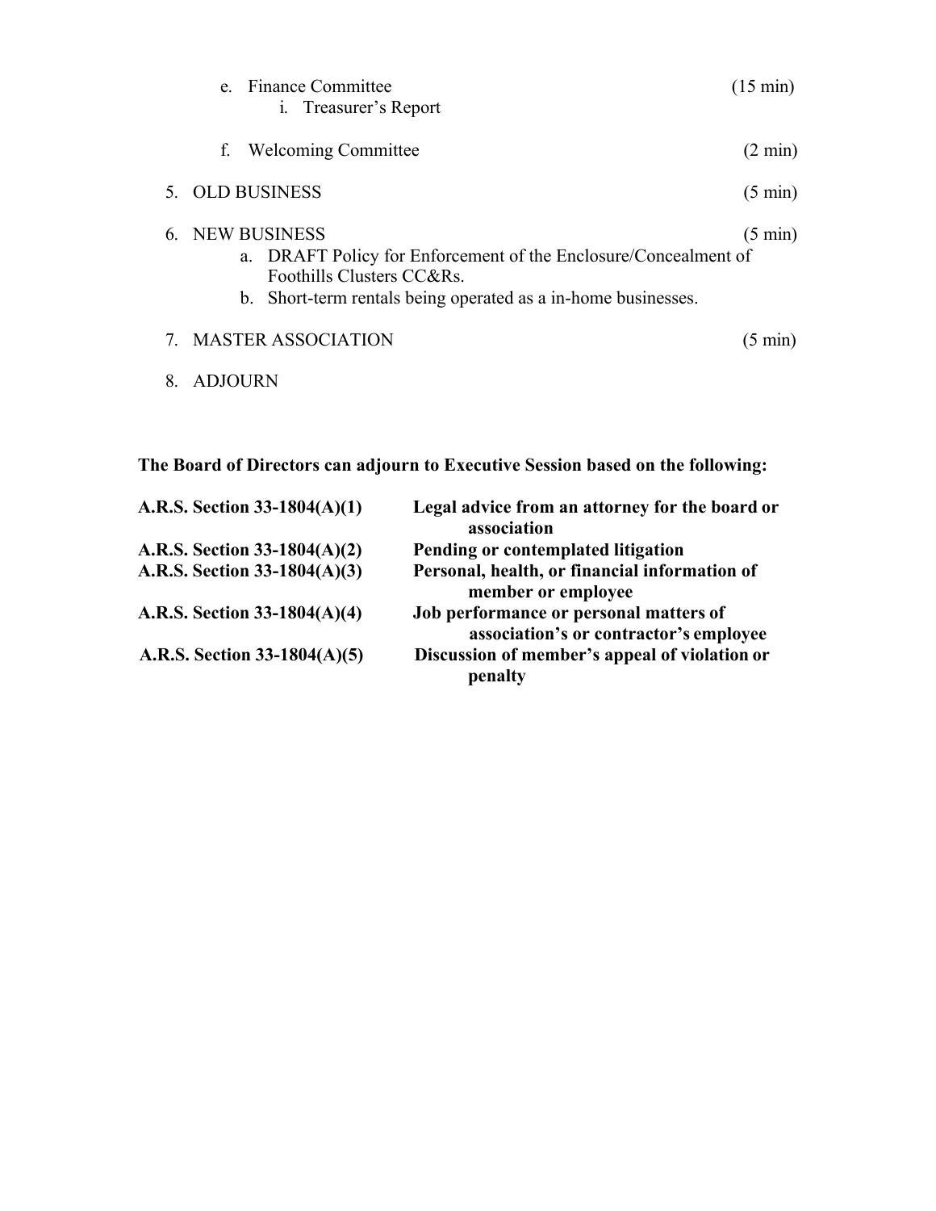e. Finance Committee (15 min)
   i. Treasurer's Report

f. Welcoming Committee (2 min)

5. OLD BUSINESS (5 min)

6. NEW BUSINESS (5 min)
   a. DRAFT Policy for Enforcement of the Enclosure/Concealment of Foothills Clusters CC&Rs.
   b. Short-term rentals being operated as a in-home businesses.

7. MASTER ASSOCIATION (5 min)

8. ADJOURN

**The Board of Directors can adjourn to Executive Session based on the following:**

| | |
|---|---|
| **A.R.S. Section 33-1804(A)(1)** | **Legal advice from an attorney for the board or association** |
| **A.R.S. Section 33-1804(A)(2)** | **Pending or contemplated litigation** |
| **A.R.S. Section 33-1804(A)(3)** | **Personal, health, or financial information of member or employee** |
| **A.R.S. Section 33-1804(A)(4)** | **Job performance or personal matters of association's or contractor's employee** |
| **A.R.S. Section 33-1804(A)(5)** | **Discussion of member's appeal of violation or penalty** |